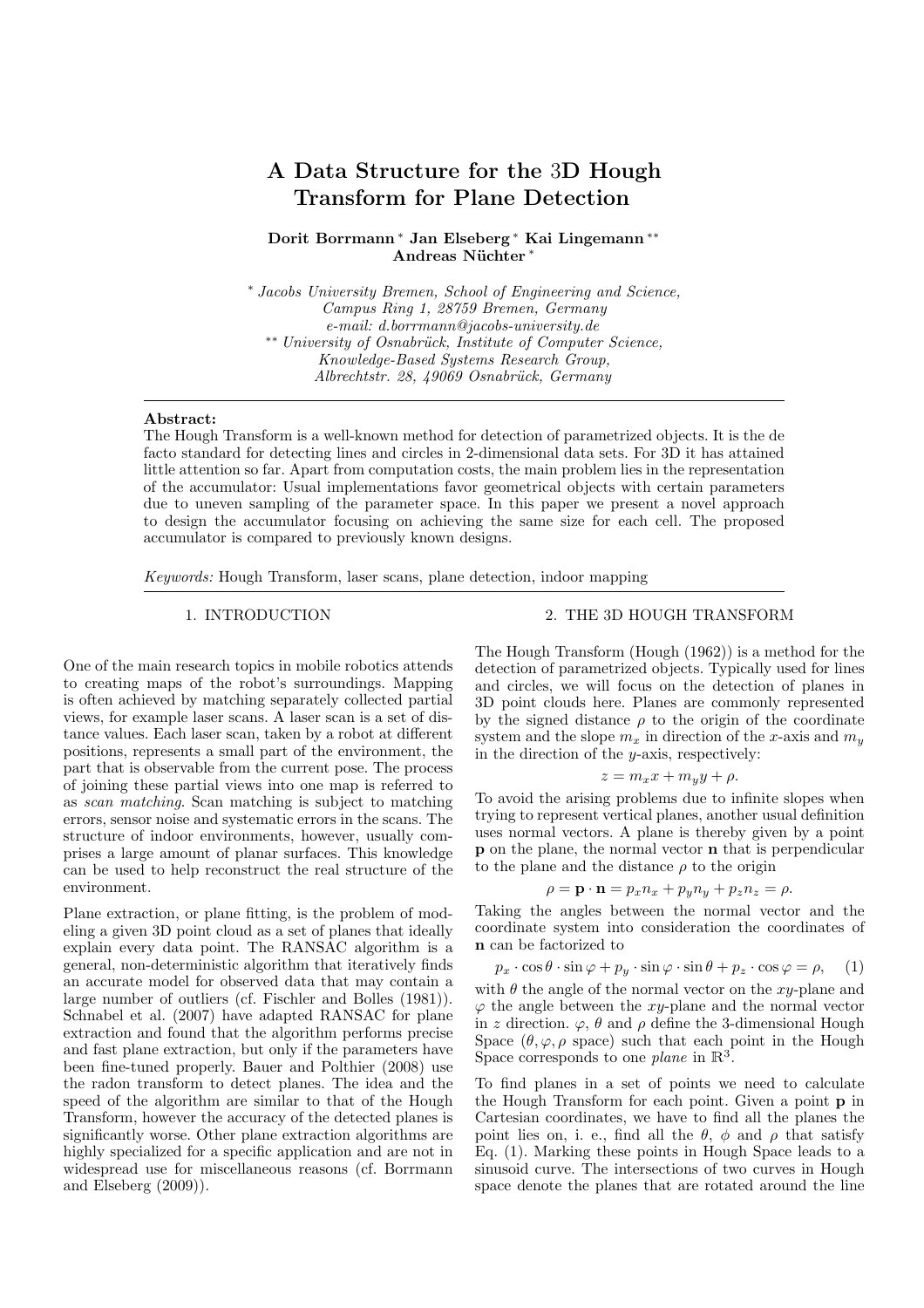# A Data Structure for the 3D Hough Transform for Plane Detection

**Dorit Borrmann [*] Jan Elseberg [*] Kai Lingemann [**] Andreas Nüchter [*]**

[*] *Jacobs University Bremen, School of Engineering and Science, Campus Ring 1, 28759 Bremen, Germany*
*e-mail: d.borrmann@jacobs-university.de*
[**] *University of Osnabrück, Institute of Computer Science, Knowledge-Based Systems Research Group, Albrechtstr. 28, 49069 Osnabrück, Germany*

---

**Abstract:**
The Hough Transform is a well-known method for detection of parametrized objects. It is the de facto standard for detecting lines and circles in 2-dimensional data sets. For 3D it has attained little attention so far. Apart from computation costs, the main problem lies in the representation of the accumulator: Usual implementations favor geometrical objects with certain parameters due to uneven sampling of the parameter space. In this paper we present a novel approach to design the accumulator focusing on achieving the same size for each cell. The proposed accumulator is compared to previously known designs.

*Keywords:* Hough Transform, laser scans, plane detection, indoor mapping

---

## 1. INTRODUCTION

One of the main research topics in mobile robotics attends to creating maps of the robot's surroundings. Mapping is often achieved by matching separately collected partial views, for example laser scans. A laser scan is a set of distance values. Each laser scan, taken by a robot at different positions, represents a small part of the environment, the part that is observable from the current pose. The process of joining these partial views into one map is referred to as *scan matching*. Scan matching is subject to matching errors, sensor noise and systematic errors in the scans. The structure of indoor environments, however, usually comprises a large amount of planar surfaces. This knowledge can be used to help reconstruct the real structure of the environment.

Plane extraction, or plane fitting, is the problem of modeling a given 3D point cloud as a set of planes that ideally explain every data point. The RANSAC algorithm is a general, non-deterministic algorithm that iteratively finds an accurate model for observed data that may contain a large number of outliers (cf. Fischler and Bolles (1981)). Schnabel et al. (2007) have adapted RANSAC for plane extraction and found that the algorithm performs precise and fast plane extraction, but only if the parameters have been fine-tuned properly. Bauer and Polthier (2008) use the radon transform to detect planes. The idea and the speed of the algorithm are similar to that of the Hough Transform, however the accuracy of the detected planes is significantly worse. Other plane extraction algorithms are highly specialized for a specific application and are not in widespread use for miscellaneous reasons (cf. Borrmann and Elseberg (2009)).

## 2. THE 3D HOUGH TRANSFORM

The Hough Transform (Hough (1962)) is a method for the detection of parametrized objects. Typically used for lines and circles, we will focus on the detection of planes in 3D point clouds here. Planes are commonly represented by the signed distance $\rho$ to the origin of the coordinate system and the slope $m_x$ in direction of the $x$-axis and $m_y$ in the direction of the $y$-axis, respectively:

$$z = m_x x + m_y y + \rho.$$

To avoid the arising problems due to infinite slopes when trying to represent vertical planes, another usual definition uses normal vectors. A plane is thereby given by a point $\mathbf{p}$ on the plane, the normal vector $\mathbf{n}$ that is perpendicular to the plane and the distance $\rho$ to the origin

$$\rho = \mathbf{p} \cdot \mathbf{n} = p_x n_x + p_y n_y + p_z n_z = \rho.$$

Taking the angles between the normal vector and the coordinate system into consideration the coordinates of $\mathbf{n}$ can be factorized to

$$p_x \cdot \cos\theta \cdot \sin\varphi + p_y \cdot \sin\varphi \cdot \sin\theta + p_z \cdot \cos\varphi = \rho, \quad (1)$$

with $\theta$ the angle of the normal vector on the $xy$-plane and $\varphi$ the angle between the $xy$-plane and the normal vector in $z$ direction. $\varphi$, $\theta$ and $\rho$ define the 3-dimensional Hough Space ($\theta, \varphi, \rho$ space) such that each point in the Hough Space corresponds to one *plane* in $\mathbb{R}^3$.

To find planes in a set of points we need to calculate the Hough Transform for each point. Given a point $\mathbf{p}$ in Cartesian coordinates, we have to find all the planes the point lies on, i. e., find all the $\theta$, $\phi$ and $\rho$ that satisfy Eq. (1). Marking these points in Hough Space leads to a sinusoid curve. The intersections of two curves in Hough space denote the planes that are rotated around the line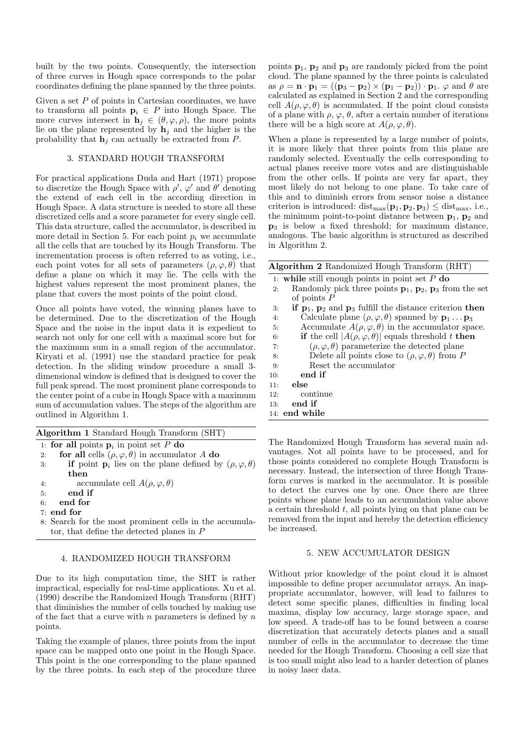built by the two points. Consequently, the intersection of three curves in Hough space corresponds to the polar coordinates defining the plane spanned by the three points.

Given a set $P$ of points in Cartesian coordinates, we have to transform all points $\mathbf{p}_i \in P$ into Hough Space. The more curves intersect in $\mathbf{h}_j \in (\theta, \varphi, \rho)$, the more points lie on the plane represented by $\mathbf{h}_j$ and the higher is the probability that $\mathbf{h}_j$ can actually be extracted from $P$.

## 3. STANDARD HOUGH TRANSFORM

For practical applications Duda and Hart (1971) propose to discretize the Hough Space with $\rho'$, $\varphi'$ and $\theta'$ denoting the extend of each cell in the according direction in Hough Space. A data structure is needed to store all these discretized cells and a score parameter for every single cell. This data structure, called the accumulator, is described in more detail in Section 5. For each point $p_i$ we accumulate all the cells that are touched by its Hough Transform. The incrementation process is often referred to as voting, i.e., each point votes for all sets of parameters $(\rho, \varphi, \theta)$ that define a plane on which it may lie. The cells with the highest values represent the most prominent planes, the plane that covers the most points of the point cloud.

Once all points have voted, the winning planes have to be determined. Due to the discretization of the Hough Space and the noise in the input data it is expedient to search not only for one cell with a maximal score but for the maximum sum in a small region of the accumulator. Kiryati et al. (1991) use the standard practice for peak detection. In the sliding window procedure a small 3-dimensional window is defined that is designed to cover the full peak spread. The most prominent plane corresponds to the center point of a cube in Hough Space with a maximum sum of accumulation values. The steps of the algorithm are outlined in Algorithm 1.

**Algorithm 1** Standard Hough Transform (SHT)

```
1: for all points p_i in point set P do
2:   for all cells (ρ, φ, θ) in accumulator A do
3:     if point p_i lies on the plane defined by (ρ, φ, θ)
       then
4:       accumulate cell A(ρ, φ, θ)
5:     end if
6:   end for
7: end for
8: Search for the most prominent cells in the accumula-
   tor, that define the detected planes in P
```

## 4. RANDOMIZED HOUGH TRANSFORM

Due to its high computation time, the SHT is rather impractical, especially for real-time applications. Xu et al. (1990) describe the Randomized Hough Transform (RHT) that diminishes the number of cells touched by making use of the fact that a curve with $n$ parameters is defined by $n$ points.

Taking the example of planes, three points from the input space can be mapped onto one point in the Hough Space. This point is the one corresponding to the plane spanned by the three points. In each step of the procedure three points $\mathbf{p}_1$, $\mathbf{p}_2$ and $\mathbf{p}_3$ are randomly picked from the point cloud. The plane spanned by the three points is calculated as $\rho = \mathbf{n} \cdot \mathbf{p}_1 = ((\mathbf{p}_3 - \mathbf{p}_2) \times (\mathbf{p}_1 - \mathbf{p}_2)) \cdot \mathbf{p}_1$. $\varphi$ and $\theta$ are calculated as explained in Section 2 and the corresponding cell $A(\rho, \varphi, \theta)$ is accumulated. If the point cloud consists of a plane with $\rho$, $\varphi$, $\theta$, after a certain number of iterations there will be a high score at $A(\rho, \varphi, \theta)$.

When a plane is represented by a large number of points, it is more likely that three points from this plane are randomly selected. Eventually the cells corresponding to actual planes receive more votes and are distinguishable from the other cells. If points are very far apart, they most likely do not belong to one plane. To take care of this and to diminish errors from sensor noise a distance criterion is introduced: $\text{dist}_{\max}(\mathbf{p}_1, \mathbf{p}_2, \mathbf{p}_3) \leq \text{dist}_{\max}$, i.e., the minimum point-to-point distance between $\mathbf{p}_1$, $\mathbf{p}_2$ and $\mathbf{p}_3$ is below a fixed threshold; for maximum distance, analogous. The basic algorithm is structured as described in Algorithm 2.

**Algorithm 2** Randomized Hough Transform (RHT)

```
1: while still enough points in point set P do
2:   Randomly pick three points p_1, p_2, p_3 from the set
     of points P
3:   if p_1, p_2 and p_3 fulfill the distance criterion then
4:     Calculate plane (ρ, φ, θ) spanned by p_1 ... p_3
5:     Accumulate A(ρ, φ, θ) in the accumulator space.
6:     if the cell |A(ρ, φ, θ)| equals threshold t then
7:       (ρ, φ, θ) parameterize the detected plane
8:       Delete all points close to (ρ, φ, θ) from P
9:       Reset the accumulator
10:    end if
11:  else
12:    continue
13:  end if
14: end while
```

The Randomized Hough Transform has several main advantages. Not all points have to be processed, and for those points considered no complete Hough Transform is necessary. Instead, the intersection of three Hough Transform curves is marked in the accumulator. It is possible to detect the curves one by one. Once there are three points whose plane leads to an accumulation value above a certain threshold $t$, all points lying on that plane can be removed from the input and hereby the detection efficiency be increased.

## 5. NEW ACCUMULATOR DESIGN

Without prior knowledge of the point cloud it is almost impossible to define proper accumulator arrays. An inappropriate accumulator, however, will lead to failures to detect some specific planes, difficulties in finding local maxima, display low accuracy, large storage space, and low speed. A trade-off has to be found between a coarse discretization that accurately detects planes and a small number of cells in the accumulator to decrease the time needed for the Hough Transform. Choosing a cell size that is too small might also lead to a harder detection of planes in noisy laser data.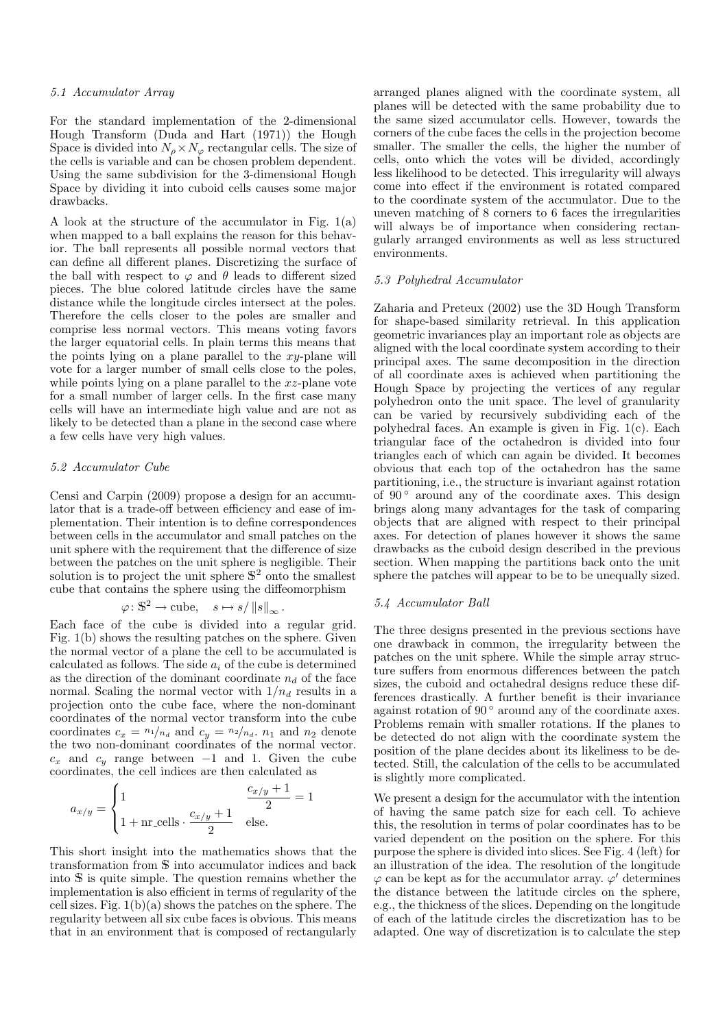### 5.1 Accumulator Array

For the standard implementation of the 2-dimensional Hough Transform (Duda and Hart (1971)) the Hough Space is divided into $N_\rho \times N_\varphi$ rectangular cells. The size of the cells is variable and can be chosen problem dependent. Using the same subdivision for the 3-dimensional Hough Space by dividing it into cuboid cells causes some major drawbacks.

A look at the structure of the accumulator in Fig. 1(a) when mapped to a ball explains the reason for this behavior. The ball represents all possible normal vectors that can define all different planes. Discretizing the surface of the ball with respect to $\varphi$ and $\theta$ leads to different sized pieces. The blue colored latitude circles have the same distance while the longitude circles intersect at the poles. Therefore the cells closer to the poles are smaller and comprise less normal vectors. This means voting favors the larger equatorial cells. In plain terms this means that the points lying on a plane parallel to the $xy$-plane will vote for a larger number of small cells close to the poles, while points lying on a plane parallel to the $xz$-plane vote for a small number of larger cells. In the first case many cells will have an intermediate high value and are not as likely to be detected than a plane in the second case where a few cells have very high values.

### 5.2 Accumulator Cube

Censi and Carpin (2009) propose a design for an accumulator that is a trade-off between efficiency and ease of implementation. Their intention is to define correspondences between cells in the accumulator and small patches on the unit sphere with the requirement that the difference of size between the patches on the unit sphere is negligible. Their solution is to project the unit sphere $\mathbb{S}^2$ onto the smallest cube that contains the sphere using the diffeomorphism

$$\varphi \colon \mathbb{S}^2 \rightarrow \text{cube}, \quad s \mapsto s / \left\| s \right\|_\infty .$$

Each face of the cube is divided into a regular grid. Fig. 1(b) shows the resulting patches on the sphere. Given the normal vector of a plane the cell to be accumulated is calculated as follows. The side $a_i$ of the cube is determined as the direction of the dominant coordinate $n_d$ of the face normal. Scaling the normal vector with $1/n_d$ results in a projection onto the cube face, where the non-dominant coordinates of the normal vector transform into the cube coordinates $c_x = {n_1}/{n_d}$ and $c_y = {n_2}/{n_d}$. $n_1$ and $n_2$ denote the two non-dominant coordinates of the normal vector. $c_x$ and $c_y$ range between $-1$ and 1. Given the cube coordinates, the cell indices are then calculated as

$$a_{x/y} = \begin{cases} 1 & \dfrac{c_{x/y}+1}{2} = 1 \\ 1 + \text{nr\_cells} \cdot \dfrac{c_{x/y}+1}{2} & \text{else.} \end{cases}$$

This short insight into the mathematics shows that the transformation from $\mathbb{S}$ into accumulator indices and back into $\mathbb{S}$ is quite simple. The question remains whether the implementation is also efficient in terms of regularity of the cell sizes. Fig. 1(b)(a) shows the patches on the sphere. The regularity between all six cube faces is obvious. This means that in an environment that is composed of rectangularly arranged planes aligned with the coordinate system, all planes will be detected with the same probability due to the same sized accumulator cells. However, towards the corners of the cube faces the cells in the projection become smaller. The smaller the cells, the higher the number of cells, onto which the votes will be divided, accordingly less likelihood to be detected. This irregularity will always come into effect if the environment is rotated compared to the coordinate system of the accumulator. Due to the uneven matching of 8 corners to 6 faces the irregularities will always be of importance when considering rectangularly arranged environments as well as less structured environments.

### 5.3 Polyhedral Accumulator

Zaharia and Preteux (2002) use the 3D Hough Transform for shape-based similarity retrieval. In this application geometric invariances play an important role as objects are aligned with the local coordinate system according to their principal axes. The same decomposition in the direction of all coordinate axes is achieved when partitioning the Hough Space by projecting the vertices of any regular polyhedron onto the unit space. The level of granularity can be varied by recursively subdividing each of the polyhedral faces. An example is given in Fig. 1(c). Each triangular face of the octahedron is divided into four triangles each of which can again be divided. It becomes obvious that each top of the octahedron has the same partitioning, i.e., the structure is invariant against rotation of $90^\circ$ around any of the coordinate axes. This design brings along many advantages for the task of comparing objects that are aligned with respect to their principal axes. For detection of planes however it shows the same drawbacks as the cuboid design described in the previous section. When mapping the partitions back onto the unit sphere the patches will appear to be to be unequally sized.

### 5.4 Accumulator Ball

The three designs presented in the previous sections have one drawback in common, the irregularity between the patches on the unit sphere. While the simple array structure suffers from enormous differences between the patch sizes, the cuboid and octahedral designs reduce these differences drastically. A further benefit is their invariance against rotation of $90^\circ$ around any of the coordinate axes. Problems remain with smaller rotations. If the planes to be detected do not align with the coordinate system the position of the plane decides about its likeliness to be detected. Still, the calculation of the cells to be accumulated is slightly more complicated.

We present a design for the accumulator with the intention of having the same patch size for each cell. To achieve this, the resolution in terms of polar coordinates has to be varied dependent on the position on the sphere. For this purpose the sphere is divided into slices. See Fig. 4 (left) for an illustration of the idea. The resolution of the longitude $\varphi$ can be kept as for the accumulator array. $\varphi'$ determines the distance between the latitude circles on the sphere, e.g., the thickness of the slices. Depending on the longitude of each of the latitude circles the discretization has to be adapted. One way of discretization is to calculate the step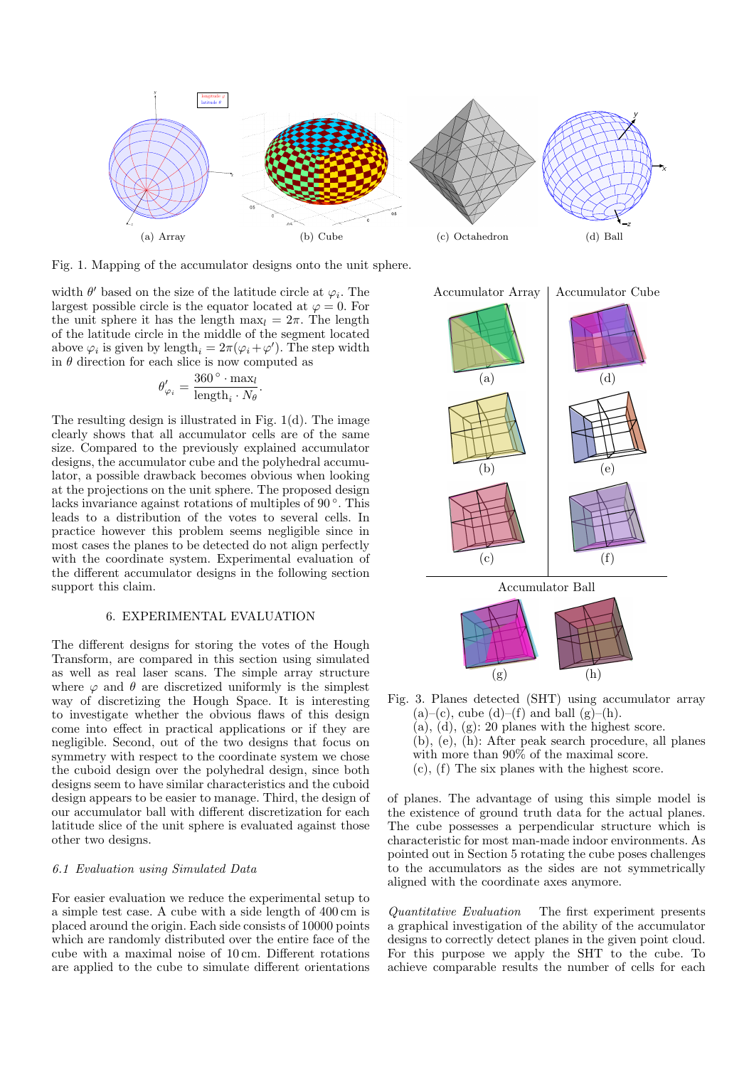(a) Array (b) Cube (c) Octahedron (d) Ball

Fig. 1. Mapping of the accumulator designs onto the unit sphere.

width $\theta'$ based on the size of the latitude circle at $\varphi_i$. The largest possible circle is the equator located at $\varphi = 0$. For the unit sphere it has the length $\max_l = 2\pi$. The length of the latitude circle in the middle of the segment located above $\varphi_i$ is given by $\text{length}_i = 2\pi(\varphi_i + \varphi')$. The step width in $\theta$ direction for each slice is now computed as

$$\theta'_{\varphi_i} = \frac{360^\circ \cdot \max_l}{\text{length}_i \cdot N_\theta}.$$

The resulting design is illustrated in Fig. 1(d). The image clearly shows that all accumulator cells are of the same size. Compared to the previously explained accumulator designs, the accumulator cube and the polyhedral accumulator, a possible drawback becomes obvious when looking at the projections on the unit sphere. The proposed design lacks invariance against rotations of multiples of $90^\circ$. This leads to a distribution of the votes to several cells. In practice however this problem seems negligible since in most cases the planes to be detected do not align perfectly with the coordinate system. Experimental evaluation of the different accumulator designs in the following section support this claim.

## 6. EXPERIMENTAL EVALUATION

The different designs for storing the votes of the Hough Transform, are compared in this section using simulated as well as real laser scans. The simple array structure where $\varphi$ and $\theta$ are discretized uniformly is the simplest way of discretizing the Hough Space. It is interesting to investigate whether the obvious flaws of this design come into effect in practical applications or if they are negligible. Second, out of the two designs that focus on symmetry with respect to the coordinate system we chose the cuboid design over the polyhedral design, since both designs seem to have similar characteristics and the cuboid design appears to be easier to manage. Third, the design of our accumulator ball with different discretization for each latitude slice of the unit sphere is evaluated against those other two designs.

### *6.1 Evaluation using Simulated Data*

For easier evaluation we reduce the experimental setup to a simple test case. A cube with a side length of 400 cm is placed around the origin. Each side consists of 10000 points which are randomly distributed over the entire face of the cube with a maximal noise of 10 cm. Different rotations are applied to the cube to simulate different orientations of planes. The advantage of using this simple model is the existence of ground truth data for the actual planes. The cube possesses a perpendicular structure which is characteristic for most man-made indoor environments. As pointed out in Section 5 rotating the cube poses challenges to the accumulators as the sides are not symmetrically aligned with the coordinate axes anymore.

Accumulator Array | Accumulator Cube | Accumulator Ball

Fig. 3. Planes detected (SHT) using accumulator array (a)–(c), cube (d)–(f) and ball (g)–(h).
(a), (d), (g): 20 planes with the highest score.
(b), (e), (h): After peak search procedure, all planes with more than 90% of the maximal score.
(c), (f) The six planes with the highest score.

*Quantitative Evaluation* The first experiment presents a graphical investigation of the ability of the accumulator designs to correctly detect planes in the given point cloud. For this purpose we apply the SHT to the cube. To achieve comparable results the number of cells for each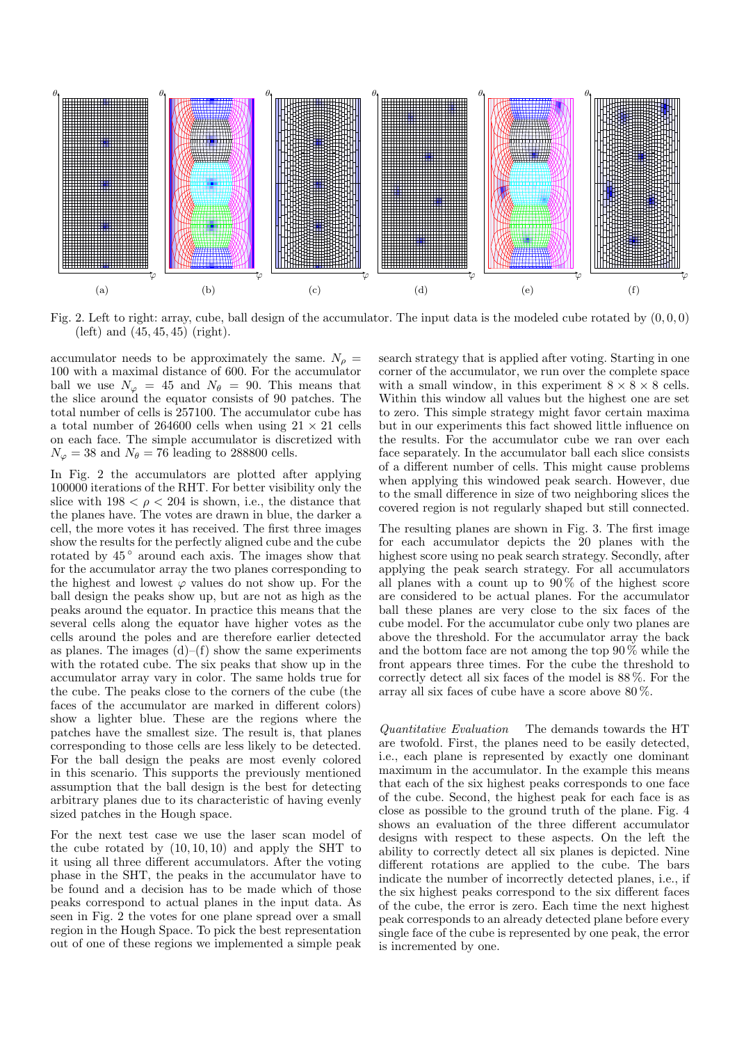Fig. 2. Left to right: array, cube, ball design of the accumulator. The input data is the modeled cube rotated by $(0, 0, 0)$ (left) and $(45, 45, 45)$ (right).

accumulator needs to be approximately the same. $N_\rho = 100$ with a maximal distance of 600. For the accumulator ball we use $N_\varphi = 45$ and $N_\theta = 90$. This means that the slice around the equator consists of 90 patches. The total number of cells is 257100. The accumulator cube has a total number of 264600 cells when using $21 \times 21$ cells on each face. The simple accumulator is discretized with $N_\varphi = 38$ and $N_\theta = 76$ leading to 288800 cells.

In Fig. 2 the accumulators are plotted after applying 100000 iterations of the RHT. For better visibility only the slice with $198 < \rho < 204$ is shown, i.e., the distance that the planes have. The votes are drawn in blue, the darker a cell, the more votes it has received. The first three images show the results for the perfectly aligned cube and the cube rotated by $45^\circ$ around each axis. The images show that for the accumulator array the two planes corresponding to the highest and lowest $\varphi$ values do not show up. For the ball design the peaks show up, but are not as high as the peaks around the equator. In practice this means that the several cells along the equator have higher votes as the cells around the poles and are therefore earlier detected as planes. The images (d)–(f) show the same experiments with the rotated cube. The six peaks that show up in the accumulator array vary in color. The same holds true for the cube. The peaks close to the corners of the cube (the faces of the accumulator are marked in different colors) show a lighter blue. These are the regions where the patches have the smallest size. The result is, that planes corresponding to those cells are less likely to be detected. For the ball design the peaks are most evenly colored in this scenario. This supports the previously mentioned assumption that the ball design is the best for detecting arbitrary planes due to its characteristic of having evenly sized patches in the Hough space.

For the next test case we use the laser scan model of the cube rotated by $(10, 10, 10)$ and apply the SHT to it using all three different accumulators. After the voting phase in the SHT, the peaks in the accumulator have to be found and a decision has to be made which of those peaks correspond to actual planes in the input data. As seen in Fig. 2 the votes for one plane spread over a small region in the Hough Space. To pick the best representation out of one of these regions we implemented a simple peak search strategy that is applied after voting. Starting in one corner of the accumulator, we run over the complete space with a small window, in this experiment $8 \times 8 \times 8$ cells. Within this window all values but the highest one are set to zero. This simple strategy might favor certain maxima but in our experiments this fact showed little influence on the results. For the accumulator cube we ran over each face separately. In the accumulator ball each slice consists of a different number of cells. This might cause problems when applying this windowed peak search. However, due to the small difference in size of two neighboring slices the covered region is not regularly shaped but still connected.

The resulting planes are shown in Fig. 3. The first image for each accumulator depicts the 20 planes with the highest score using no peak search strategy. Secondly, after applying the peak search strategy. For all accumulators all planes with a count up to 90 % of the highest score are considered to be actual planes. For the accumulator ball these planes are very close to the six faces of the cube model. For the accumulator cube only two planes are above the threshold. For the accumulator array the back and the bottom face are not among the top 90 % while the front appears three times. For the cube the threshold to correctly detect all six faces of the model is 88 %. For the array all six faces of cube have a score above 80 %.

*Quantitative Evaluation* The demands towards the HT are twofold. First, the planes need to be easily detected, i.e., each plane is represented by exactly one dominant maximum in the accumulator. In the example this means that each of the six highest peaks corresponds to one face of the cube. Second, the highest peak for each face is as close as possible to the ground truth of the plane. Fig. 4 shows an evaluation of the three different accumulator designs with respect to these aspects. On the left the ability to correctly detect all six planes is depicted. Nine different rotations are applied to the cube. The bars indicate the number of incorrectly detected planes, i.e., if the six highest peaks correspond to the six different faces of the cube, the error is zero. Each time the next highest peak corresponds to an already detected plane before every single face of the cube is represented by one peak, the error is incremented by one.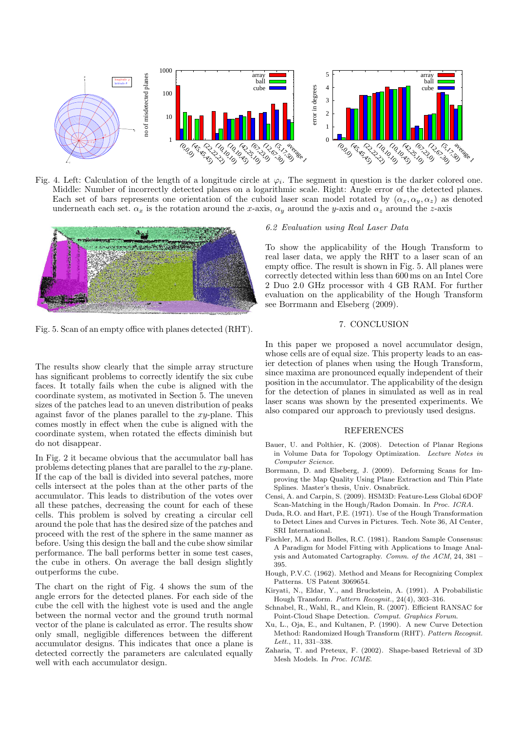1000
100
10
1
no of misdetected planes
array
ball
cube
(0,0,0)
(45,45,45)
(22,22,22)
(10,10,10)
(10,10,45)
(42,25,10)
(67,23,0)
(12,67,30)
(5,17,50)
average 1

5
4
3
2
1
0
error in degrees
array
ball
cube
(0,0,0)
(45,45,45)
(22,22,22)
(10,10,10)
(10,10,45)
(42,25,10)
(67,23,0)
(12,67,30)
(5,17,50)
average 1

Fig. 4. Left: Calculation of the length of a longitude circle at $\varphi_i$. The segment in question is the darker colored one. Middle: Number of incorrectly detected planes on a logarithmic scale. Right: Angle error of the detected planes. Each set of bars represents one orientation of the cuboid laser scan model rotated by $(\alpha_x, \alpha_y, \alpha_z)$ as denoted underneath each set. $\alpha_x$ is the rotation around the $x$-axis, $\alpha_y$ around the $y$-axis and $\alpha_z$ around the $z$-axis

Fig. 5. Scan of an empty office with planes detected (RHT).

The results show clearly that the simple array structure has significant problems to correctly identify the six cube faces. It totally fails when the cube is aligned with the coordinate system, as motivated in Section 5. The uneven sizes of the patches lead to an uneven distribution of peaks against favor of the planes parallel to the $xy$-plane. This comes mostly in effect when the cube is aligned with the coordinate system, when rotated the effects diminish but do not disappear.

In Fig. 2 it became obvious that the accumulator ball has problems detecting planes that are parallel to the $xy$-plane. If the cap of the ball is divided into several patches, more cells intersect at the poles than at the other parts of the accumulator. This leads to distribution of the votes over all these patches, decreasing the count for each of these cells. This problem is solved by creating a circular cell around the pole that has the desired size of the patches and proceed with the rest of the sphere in the same manner as before. Using this design the ball and the cube show similar performance. The ball performs better in some test cases, the cube in others. On average the ball design slightly outperforms the cube.

The chart on the right of Fig. 4 shows the sum of the angle errors for the detected planes. For each side of the cube the cell with the highest vote is used and the angle between the normal vector and the ground truth normal vector of the plane is calculated as error. The results show only small, negligible differences between the different accumulator designs. This indicates that once a plane is detected correctly the parameters are calculated equally well with each accumulator design.

### 6.2 Evaluation using Real Laser Data

To show the applicability of the Hough Transform to real laser data, we apply the RHT to a laser scan of an empty office. The result is shown in Fig. 5. All planes were correctly detected within less than 600 ms on an Intel Core 2 Duo 2.0 GHz processor with 4 GB RAM. For further evaluation on the applicability of the Hough Transform see Borrmann and Elseberg (2009).

## 7. CONCLUSION

In this paper we proposed a novel accumulator design, whose cells are of equal size. This property leads to an easier detection of planes when using the Hough Transform, since maxima are pronounced equally independent of their position in the accumulator. The applicability of the design for the detection of planes in simulated as well as in real laser scans was shown by the presented experiments. We also compared our approach to previously used designs.

## REFERENCES

Bauer, U. and Polthier, K. (2008). Detection of Planar Regions in Volume Data for Topology Optimization. *Lecture Notes in Computer Science*.

Borrmann, D. and Elseberg, J. (2009). Deforming Scans for Improving the Map Quality Using Plane Extraction and Thin Plate Splines. Master's thesis, Univ. Osnabrück.

Censi, A. and Carpin, S. (2009). HSM3D: Feature-Less Global 6DOF Scan-Matching in the Hough/Radon Domain. In *Proc. ICRA*.

Duda, R.O. and Hart, P.E. (1971). Use of the Hough Transformation to Detect Lines and Curves in Pictures. Tech. Note 36, AI Center, SRI International.

Fischler, M.A. and Bolles, R.C. (1981). Random Sample Consensus: A Paradigm for Model Fitting with Applications to Image Analysis and Automated Cartography. *Comm. of the ACM*, 24, 381 – 395.

Hough, P.V.C. (1962). Method and Means for Recognizing Complex Patterns. US Patent 3069654.

Kiryati, N., Eldar, Y., and Bruckstein, A. (1991). A Probabilistic Hough Transform. *Pattern Recognit.*, 24(4), 303–316.

Schnabel, R., Wahl, R., and Klein, R. (2007). Efficient RANSAC for Point-Cloud Shape Detection. *Comput. Graphics Forum*.

Xu, L., Oja, E., and Kultanen, P. (1990). A new Curve Detection Method: Randomized Hough Transform (RHT). *Pattern Recognit. Lett.*, 11, 331–338.

Zaharia, T. and Preteux, F. (2002). Shape-based Retrieval of 3D Mesh Models. In *Proc. ICME*.